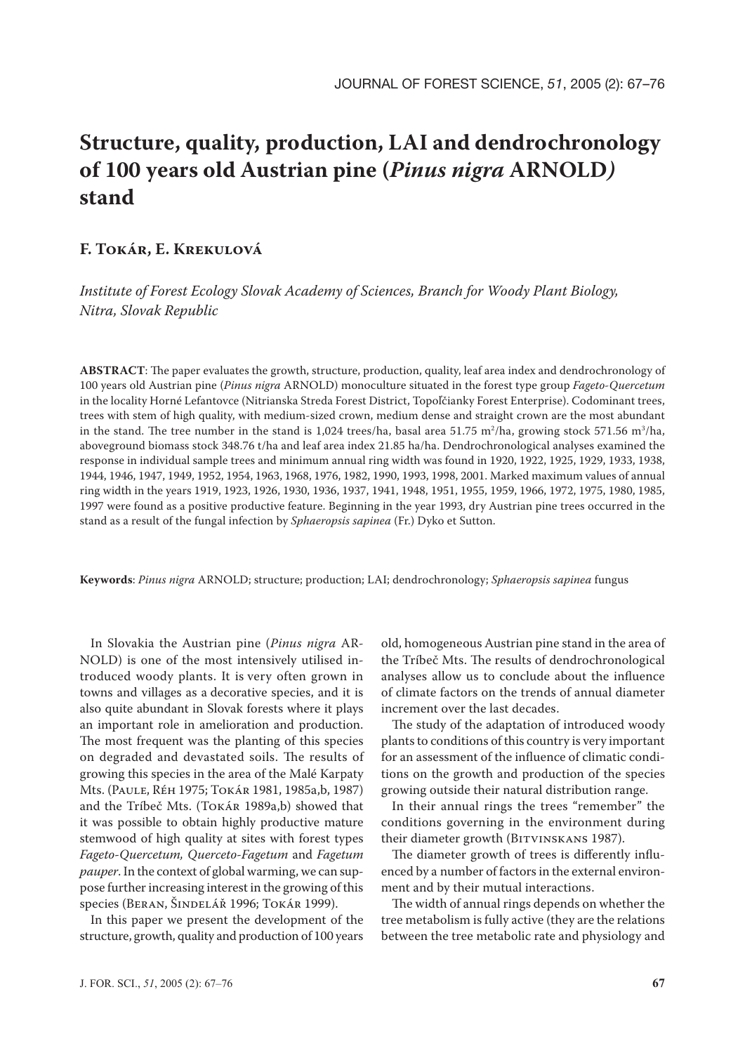# Structure, quality, production, LAI and dendrochronology of 100 years old Austrian pine (*Pinus nigra* ARNOLD) stand

**F. Tokár, E. Krekulová**

*Institute of Forest Ecology Slovak Academy of Sciences, Branch for Woody Plant Biology, Nitra, Slovak Republic*

**ABSTRACT**: The paper evaluates the growth, structure, production, quality, leaf area index and dendrochronology of 100 years old Austrian pine (*Pinus nigra* ARNOLD) monoculture situated in the forest type group *Fageto-Quercetum* in the locality Horné Lefantovce (Nitrianska Streda Forest District, Topoľčianky Forest Enterprise). Codominant trees, trees with stem of high quality, with medium-sized crown, medium dense and straight crown are the most abundant in the stand. The tree number in the stand is 1,024 trees/ha, basal area 51.75 m$^2$/ha, growing stock 571.56 m$^3$/ha, aboveground biomass stock 348.76 t/ha and leaf area index 21.85 ha/ha. Dendrochronological analyses examined the response in individual sample trees and minimum annual ring width was found in 1920, 1922, 1925, 1929, 1933, 1938, 1944, 1946, 1947, 1949, 1952, 1954, 1963, 1968, 1976, 1982, 1990, 1993, 1998, 2001. Marked maximum values of annual ring width in the years 1919, 1923, 1926, 1930, 1936, 1937, 1941, 1948, 1951, 1955, 1959, 1966, 1972, 1975, 1980, 1985, 1997 were found as a positive productive feature. Beginning in the year 1993, dry Austrian pine trees occurred in the stand as a result of the fungal infection by *Sphaeropsis sapinea* (Fr.) Dyko et Sutton.

**Keywords**: *Pinus nigra* ARNOLD; structure; production; LAI; dendrochronology; *Sphaeropsis sapinea* fungus

In Slovakia the Austrian pine (*Pinus nigra* ARNOLD) is one of the most intensively utilised introduced woody plants. It is very often grown in towns and villages as a decorative species, and it is also quite abundant in Slovak forests where it plays an important role in amelioration and production. The most frequent was the planting of this species on degraded and devastated soils. The results of growing this species in the area of the Malé Karpaty Mts. (Paule, Réh 1975; Tokár 1981, 1985a,b, 1987) and the Tríbeč Mts. (Tokár 1989a,b) showed that it was possible to obtain highly productive mature stemwood of high quality at sites with forest types *Fageto-Quercetum, Querceto-Fagetum* and *Fagetum pauper*. In the context of global warming, we can suppose further increasing interest in the growing of this species (Beran, Šindelář 1996; Tokár 1999).

In this paper we present the development of the structure, growth, quality and production of 100 years old, homogeneous Austrian pine stand in the area of the Tríbeč Mts. The results of dendrochronological analyses allow us to conclude about the influence of climate factors on the trends of annual diameter increment over the last decades.

The study of the adaptation of introduced woody plants to conditions of this country is very important for an assessment of the influence of climatic conditions on the growth and production of the species growing outside their natural distribution range.

In their annual rings the trees "remember" the conditions governing in the environment during their diameter growth (Bitvinskans 1987).

The diameter growth of trees is differently influenced by a number of factors in the external environment and by their mutual interactions.

The width of annual rings depends on whether the tree metabolism is fully active (they are the relations between the tree metabolic rate and physiology and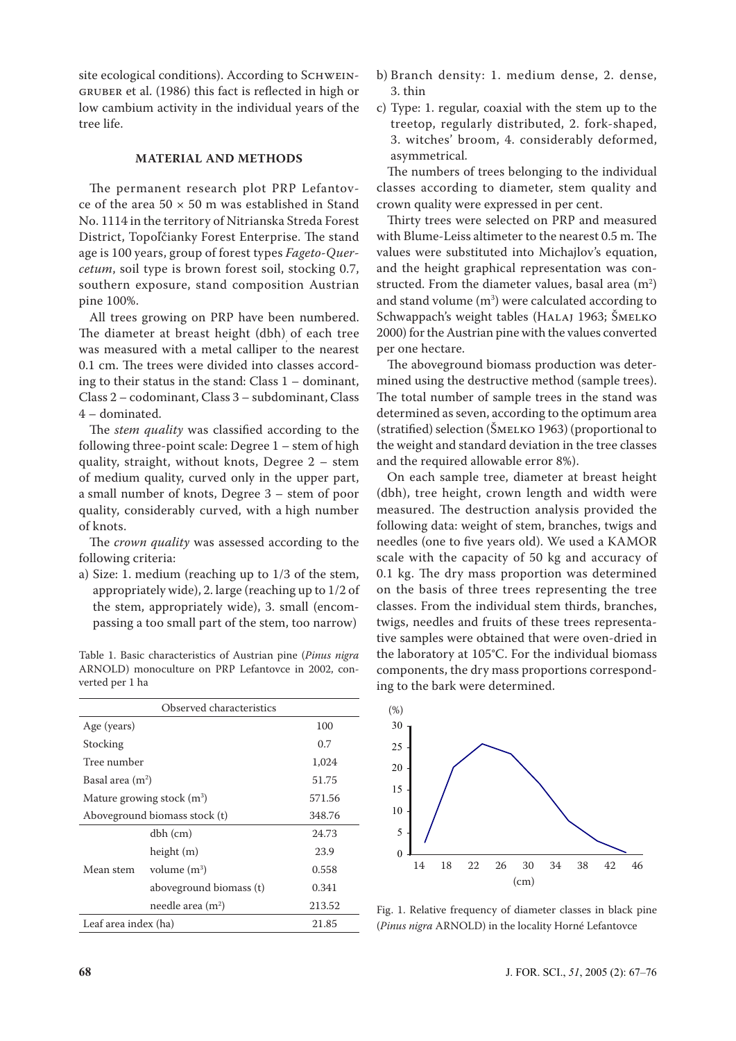site ecological conditions). According to Schweingruber et al. (1986) this fact is reflected in high or low cambium activity in the individual years of the tree life.

## MATERIAL AND METHODS

The permanent research plot PRP Lefantovce of the area 50 × 50 m was established in Stand No. 1114 in the territory of Nitrianska Streda Forest District, Topoľčianky Forest Enterprise. The stand age is 100 years, group of forest types *Fageto-Quercetum*, soil type is brown forest soil, stocking 0.7, southern exposure, stand composition Austrian pine 100%.

All trees growing on PRP have been numbered. The diameter at breast height (dbh) of each tree was measured with a metal calliper to the nearest 0.1 cm. The trees were divided into classes according to their status in the stand: Class 1 – dominant, Class 2 – codominant, Class 3 – subdominant, Class 4 – dominated.

The *stem quality* was classified according to the following three-point scale: Degree 1 – stem of high quality, straight, without knots, Degree 2 – stem of medium quality, curved only in the upper part, a small number of knots, Degree 3 – stem of poor quality, considerably curved, with a high number of knots.

The *crown quality* was assessed according to the following criteria:

a) Size: 1. medium (reaching up to 1/3 of the stem, appropriately wide), 2. large (reaching up to 1/2 of the stem, appropriately wide), 3. small (encompassing a too small part of the stem, too narrow)

b) Branch density: 1. medium dense, 2. dense, 3. thin

c) Type: 1. regular, coaxial with the stem up to the treetop, regularly distributed, 2. fork-shaped, 3. witches' broom, 4. considerably deformed, asymmetrical.

The numbers of trees belonging to the individual classes according to diameter, stem quality and crown quality were expressed in per cent.

Thirty trees were selected on PRP and measured with Blume-Leiss altimeter to the nearest 0.5 m. The values were substituted into Michajlov's equation, and the height graphical representation was constructed. From the diameter values, basal area (m$^2$) and stand volume (m$^3$) were calculated according to Schwappach's weight tables (Halaj 1963; Šmelko 2000) for the Austrian pine with the values converted per one hectare.

The aboveground biomass production was determined using the destructive method (sample trees). The total number of sample trees in the stand was determined as seven, according to the optimum area (stratified) selection (Šmelko 1963) (proportional to the weight and standard deviation in the tree classes and the required allowable error 8%).

On each sample tree, diameter at breast height (dbh), tree height, crown length and width were measured. The destruction analysis provided the following data: weight of stem, branches, twigs and needles (one to five years old). We used a KAMOR scale with the capacity of 50 kg and accuracy of 0.1 kg. The dry mass proportion was determined on the basis of three trees representing the tree classes. From the individual stem thirds, branches, twigs, needles and fruits of these trees representative samples were obtained that were oven-dried in the laboratory at 105°C. For the individual biomass components, the dry mass proportions corresponding to the bark were determined.

Table 1. Basic characteristics of Austrian pine (*Pinus nigra* ARNOLD) monoculture on PRP Lefantovce in 2002, converted per 1 ha

| Observed characteristics | | |
|---|---|---|
| Age (years) | | 100 |
| Stocking | | 0.7 |
| Tree number | | 1,024 |
| Basal area (m$^2$) | | 51.75 |
| Mature growing stock (m$^3$) | | 571.56 |
| Aboveground biomass stock (t) | | 348.76 |
| Mean stem | dbh (cm) | 24.73 |
| | height (m) | 23.9 |
| | volume (m$^3$) | 0.558 |
| | aboveground biomass (t) | 0.341 |
| | needle area (m$^2$) | 213.52 |
| Leaf area index (ha) | | 21.85 |

Fig. 1. Relative frequency of diameter classes in black pine (*Pinus nigra* ARNOLD) in the locality Horné Lefantovce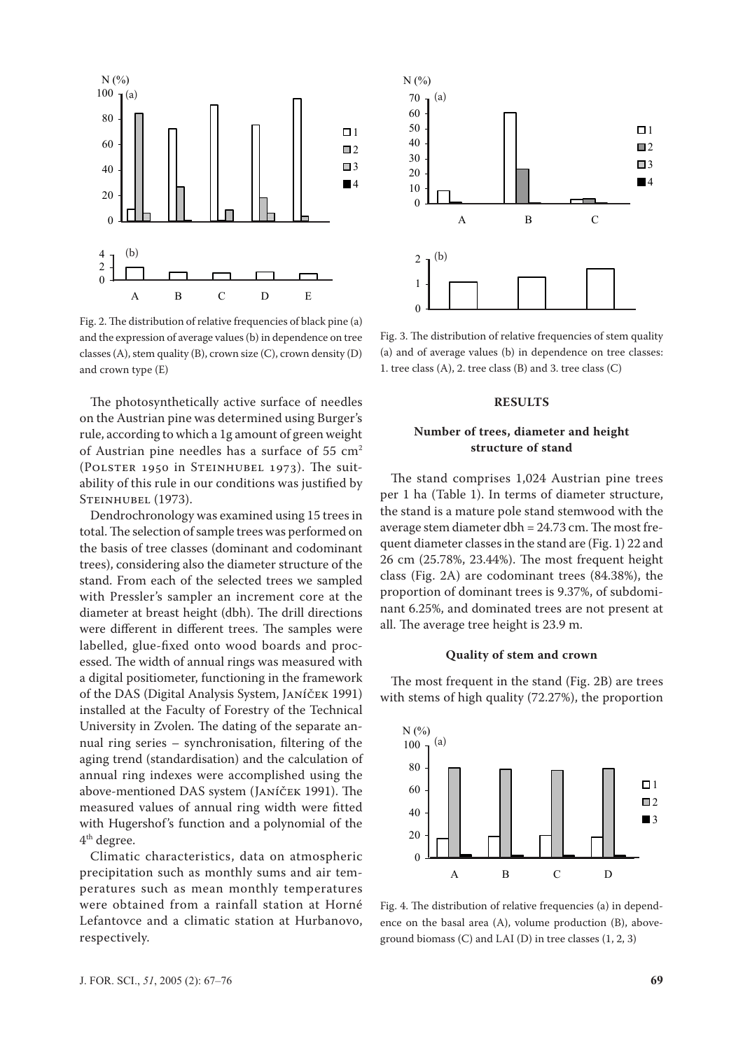Fig. 2. The distribution of relative frequencies of black pine (a) and the expression of average values (b) in dependence on tree classes (A), stem quality (B), crown size (C), crown density (D) and crown type (E)

The photosynthetically active surface of needles on the Austrian pine was determined using Burger's rule, according to which a 1g amount of green weight of Austrian pine needles has a surface of 55 $cm^2$ (Polster 1950 in Steinhubel 1973). The suitability of this rule in our conditions was justified by Steinhubel (1973).

Dendrochronology was examined using 15 trees in total. The selection of sample trees was performed on the basis of tree classes (dominant and codominant trees), considering also the diameter structure of the stand. From each of the selected trees we sampled with Pressler's sampler an increment core at the diameter at breast height (dbh). The drill directions were different in different trees. The samples were labelled, glue-fixed onto wood boards and processed. The width of annual rings was measured with a digital positiometer, functioning in the framework of the DAS (Digital Analysis System, Janíček 1991) installed at the Faculty of Forestry of the Technical University in Zvolen. The dating of the separate annual ring series – synchronisation, filtering of the aging trend (standardisation) and the calculation of annual ring indexes were accomplished using the above-mentioned DAS system (Janíček 1991). The measured values of annual ring width were fitted with Hugershof's function and a polynomial of the 4th degree.

Climatic characteristics, data on atmospheric precipitation such as monthly sums and air temperatures such as mean monthly temperatures were obtained from a rainfall station at Horné Lefantovce and a climatic station at Hurbanovo, respectively.

Fig. 3. The distribution of relative frequencies of stem quality (a) and of average values (b) in dependence on tree classes: 1. tree class (A), 2. tree class (B) and 3. tree class (C)

## RESULTS

### Number of trees, diameter and height structure of stand

The stand comprises 1,024 Austrian pine trees per 1 ha (Table 1). In terms of diameter structure, the stand is a mature pole stand stemwood with the average stem diameter dbh = 24.73 cm. The most frequent diameter classes in the stand are (Fig. 1) 22 and 26 cm (25.78%, 23.44%). The most frequent height class (Fig. 2A) are codominant trees (84.38%), the proportion of dominant trees is 9.37%, of subdominant 6.25%, and dominated trees are not present at all. The average tree height is 23.9 m.

### Quality of stem and crown

The most frequent in the stand (Fig. 2B) are trees with stems of high quality (72.27%), the proportion

Fig. 4. The distribution of relative frequencies (a) in dependence on the basal area (A), volume production (B), aboveground biomass (C) and LAI (D) in tree classes (1, 2, 3)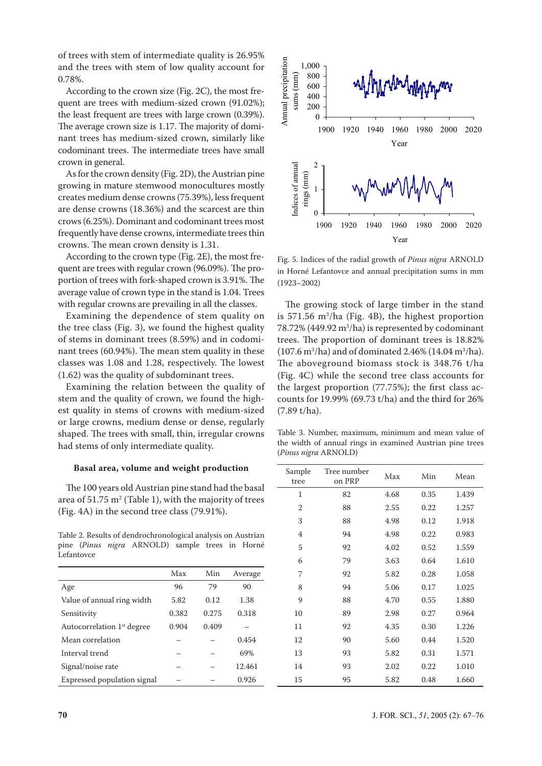of trees with stem of intermediate quality is 26.95% and the trees with stem of low quality account for 0.78%.

According to the crown size (Fig. 2C), the most frequent are trees with medium-sized crown (91.02%); the least frequent are trees with large crown (0.39%). The average crown size is 1.17. The majority of dominant trees has medium-sized crown, similarly like codominant trees. The intermediate trees have small crown in general.

As for the crown density (Fig. 2D), the Austrian pine growing in mature stemwood monocultures mostly creates medium dense crowns (75.39%), less frequent are dense crowns (18.36%) and the scarcest are thin crows (6.25%). Dominant and codominant trees most frequently have dense crowns, intermediate trees thin crowns. The mean crown density is 1.31.

According to the crown type (Fig. 2E), the most frequent are trees with regular crown (96.09%). The proportion of trees with fork-shaped crown is 3.91%. The average value of crown type in the stand is 1.04. Trees with regular crowns are prevailing in all the classes.

Examining the dependence of stem quality on the tree class (Fig. 3), we found the highest quality of stems in dominant trees (8.59%) and in codominant trees (60.94%). The mean stem quality in these classes was 1.08 and 1.28, respectively. The lowest (1.62) was the quality of subdominant trees.

Examining the relation between the quality of stem and the quality of crown, we found the highest quality in stems of crowns with medium-sized or large crowns, medium dense or dense, regularly shaped. The trees with small, thin, irregular crowns had stems of only intermediate quality.

#### Basal area, volume and weight production

The 100 years old Austrian pine stand had the basal area of 51.75 m$^2$ (Table 1), with the majority of trees (Fig. 4A) in the second tree class (79.91%).

Table 2. Results of dendrochronological analysis on Austrian pine (*Pinus nigra* ARNOLD) sample trees in Horné Lefantovce

| | Max | Min | Average |
|---|---|---|---|
| Age | 96 | 79 | 90 |
| Value of annual ring width | 5.82 | 0.12 | 1.38 |
| Sensitivity | 0.382 | 0.275 | 0.318 |
| Autocorrelation 1st degree | 0.904 | 0.409 | – |
| Mean correlation | – | – | 0.454 |
| Interval trend | – | – | 69% |
| Signal/noise rate | – | – | 12.461 |
| Expressed population signal | – | – | 0.926 |

Fig. 5. Indices of the radial growth of *Pinus nigra* ARNOLD in Horné Lefantovce and annual precipitation sums in mm (1923–2002)

The growing stock of large timber in the stand is 571.56 m$^3$/ha (Fig. 4B), the highest proportion 78.72% (449.92 m$^3$/ha) is represented by codominant trees. The proportion of dominant trees is 18.82% (107.6 m$^3$/ha) and of dominated 2.46% (14.04 m$^3$/ha). The aboveground biomass stock is 348.76 t/ha (Fig. 4C) while the second tree class accounts for the largest proportion (77.75%); the first class accounts for 19.99% (69.73 t/ha) and the third for 26% (7.89 t/ha).

Table 3. Number, maximum, minimum and mean value of the width of annual rings in examined Austrian pine trees (*Pinus nigra* ARNOLD)

| Sample tree | Tree number on PRP | Max | Min | Mean |
|---|---|---|---|---|
| 1 | 82 | 4.68 | 0.35 | 1.439 |
| 2 | 88 | 2.55 | 0.22 | 1.257 |
| 3 | 88 | 4.98 | 0.12 | 1.918 |
| 4 | 94 | 4.98 | 0.22 | 0.983 |
| 5 | 92 | 4.02 | 0.52 | 1.559 |
| 6 | 79 | 3.63 | 0.64 | 1.610 |
| 7 | 92 | 5.82 | 0.28 | 1.058 |
| 8 | 94 | 5.06 | 0.17 | 1.025 |
| 9 | 88 | 4.70 | 0.55 | 1.880 |
| 10 | 89 | 2.98 | 0.27 | 0.964 |
| 11 | 92 | 4.35 | 0.30 | 1.226 |
| 12 | 90 | 5.60 | 0.44 | 1.520 |
| 13 | 93 | 5.82 | 0.31 | 1.571 |
| 14 | 93 | 2.02 | 0.22 | 1.010 |
| 15 | 95 | 5.82 | 0.48 | 1.660 |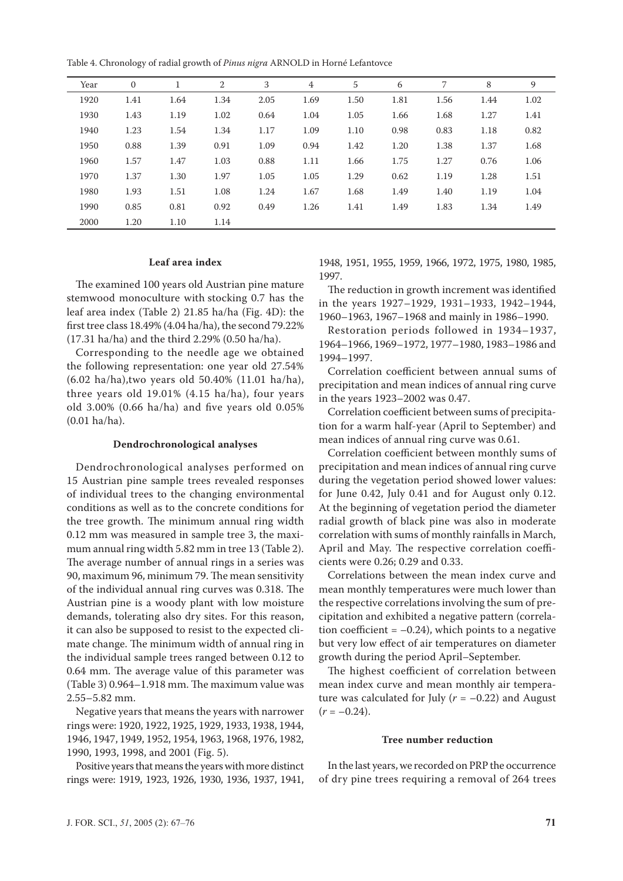Table 4. Chronology of radial growth of *Pinus nigra* ARNOLD in Horné Lefantovce

| Year | 0 | 1 | 2 | 3 | 4 | 5 | 6 | 7 | 8 | 9 |
|---|---|---|---|---|---|---|---|---|---|---|
| 1920 | 1.41 | 1.64 | 1.34 | 2.05 | 1.69 | 1.50 | 1.81 | 1.56 | 1.44 | 1.02 |
| 1930 | 1.43 | 1.19 | 1.02 | 0.64 | 1.04 | 1.05 | 1.66 | 1.68 | 1.27 | 1.41 |
| 1940 | 1.23 | 1.54 | 1.34 | 1.17 | 1.09 | 1.10 | 0.98 | 0.83 | 1.18 | 0.82 |
| 1950 | 0.88 | 1.39 | 0.91 | 1.09 | 0.94 | 1.42 | 1.20 | 1.38 | 1.37 | 1.68 |
| 1960 | 1.57 | 1.47 | 1.03 | 0.88 | 1.11 | 1.66 | 1.75 | 1.27 | 0.76 | 1.06 |
| 1970 | 1.37 | 1.30 | 1.97 | 1.05 | 1.05 | 1.29 | 0.62 | 1.19 | 1.28 | 1.51 |
| 1980 | 1.93 | 1.51 | 1.08 | 1.24 | 1.67 | 1.68 | 1.49 | 1.40 | 1.19 | 1.04 |
| 1990 | 0.85 | 0.81 | 0.92 | 0.49 | 1.26 | 1.41 | 1.49 | 1.83 | 1.34 | 1.49 |
| 2000 | 1.20 | 1.10 | 1.14 | | | | | | | |

### Leaf area index

The examined 100 years old Austrian pine mature stemwood monoculture with stocking 0.7 has the leaf area index (Table 2) 21.85 ha/ha (Fig. 4D): the first tree class 18.49% (4.04 ha/ha), the second 79.22% (17.31 ha/ha) and the third 2.29% (0.50 ha/ha).

Corresponding to the needle age we obtained the following representation: one year old 27.54% (6.02 ha/ha),two years old 50.40% (11.01 ha/ha), three years old 19.01% (4.15 ha/ha), four years old 3.00% (0.66 ha/ha) and five years old 0.05% (0.01 ha/ha).

### Dendrochronological analyses

Dendrochronological analyses performed on 15 Austrian pine sample trees revealed responses of individual trees to the changing environmental conditions as well as to the concrete conditions for the tree growth. The minimum annual ring width 0.12 mm was measured in sample tree 3, the maximum annual ring width 5.82 mm in tree 13 (Table 2). The average number of annual rings in a series was 90, maximum 96, minimum 79. The mean sensitivity of the individual annual ring curves was 0.318. The Austrian pine is a woody plant with low moisture demands, tolerating also dry sites. For this reason, it can also be supposed to resist to the expected climate change. The minimum width of annual ring in the individual sample trees ranged between 0.12 to 0.64 mm. The average value of this parameter was (Table 3) 0.964–1.918 mm. The maximum value was 2.55–5.82 mm.

Negative years that means the years with narrower rings were: 1920, 1922, 1925, 1929, 1933, 1938, 1944, 1946, 1947, 1949, 1952, 1954, 1963, 1968, 1976, 1982, 1990, 1993, 1998, and 2001 (Fig. 5).

Positive years that means the years with more distinct rings were: 1919, 1923, 1926, 1930, 1936, 1937, 1941, 1948, 1951, 1955, 1959, 1966, 1972, 1975, 1980, 1985, 1997.

The reduction in growth increment was identified in the years 1927–1929, 1931–1933, 1942–1944, 1960–1963, 1967–1968 and mainly in 1986–1990.

Restoration periods followed in 1934–1937, 1964–1966, 1969–1972, 1977–1980, 1983–1986 and 1994–1997.

Correlation coefficient between annual sums of precipitation and mean indices of annual ring curve in the years 1923–2002 was 0.47.

Correlation coefficient between sums of precipitation for a warm half-year (April to September) and mean indices of annual ring curve was 0.61.

Correlation coefficient between monthly sums of precipitation and mean indices of annual ring curve during the vegetation period showed lower values: for June 0.42, July 0.41 and for August only 0.12. At the beginning of vegetation period the diameter radial growth of black pine was also in moderate correlation with sums of monthly rainfalls in March, April and May. The respective correlation coefficients were 0.26; 0.29 and 0.33.

Correlations between the mean index curve and mean monthly temperatures were much lower than the respective correlations involving the sum of precipitation and exhibited a negative pattern (correlation coefficient = –0.24), which points to a negative but very low effect of air temperatures on diameter growth during the period April–September.

The highest coefficient of correlation between mean index curve and mean monthly air temperature was calculated for July ($r$ = –0.22) and August ($r$ = –0.24).

### Tree number reduction

In the last years, we recorded on PRP the occurrence of dry pine trees requiring a removal of 264 trees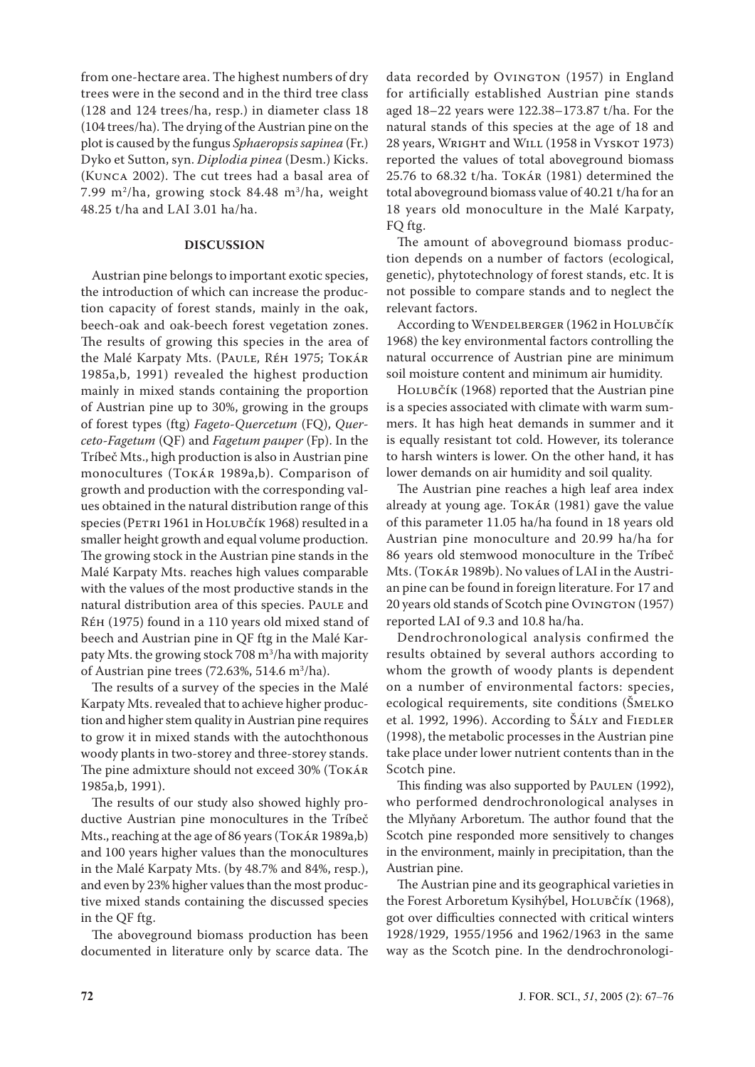from one-hectare area. The highest numbers of dry trees were in the second and in the third tree class (128 and 124 trees/ha, resp.) in diameter class 18 (104 trees/ha). The drying of the Austrian pine on the plot is caused by the fungus *Sphaeropsis sapinea* (Fr.) Dyko et Sutton, syn. *Diplodia pinea* (Desm.) Kicks. (Kunca 2002). The cut trees had a basal area of 7.99 $m^2$/ha, growing stock 84.48 $m^3$/ha, weight 48.25 t/ha and LAI 3.01 ha/ha.

## DISCUSSION

Austrian pine belongs to important exotic species, the introduction of which can increase the production capacity of forest stands, mainly in the oak, beech-oak and oak-beech forest vegetation zones. The results of growing this species in the area of the Malé Karpaty Mts. (Paule, Réh 1975; Tokár 1985a,b, 1991) revealed the highest production mainly in mixed stands containing the proportion of Austrian pine up to 30%, growing in the groups of forest types (ftg) *Fageto-Quercetum* (FQ), *Querceto-Fagetum* (QF) and *Fagetum pauper* (Fp). In the Tríbeč Mts., high production is also in Austrian pine monocultures (Tokár 1989a,b). Comparison of growth and production with the corresponding values obtained in the natural distribution range of this species (Petri 1961 in Holubčík 1968) resulted in a smaller height growth and equal volume production. The growing stock in the Austrian pine stands in the Malé Karpaty Mts. reaches high values comparable with the values of the most productive stands in the natural distribution area of this species. Paule and Réh (1975) found in a 110 years old mixed stand of beech and Austrian pine in QF ftg in the Malé Karpaty Mts. the growing stock 708 $m^3$/ha with majority of Austrian pine trees (72.63%, 514.6 $m^3$/ha).

The results of a survey of the species in the Malé Karpaty Mts. revealed that to achieve higher production and higher stem quality in Austrian pine requires to grow it in mixed stands with the autochthonous woody plants in two-storey and three-storey stands. The pine admixture should not exceed 30% (Tokár 1985a,b, 1991).

The results of our study also showed highly productive Austrian pine monocultures in the Tríbeč Mts., reaching at the age of 86 years (Tokár 1989a,b) and 100 years higher values than the monocultures in the Malé Karpaty Mts. (by 48.7% and 84%, resp.), and even by 23% higher values than the most productive mixed stands containing the discussed species in the QF ftg.

The aboveground biomass production has been documented in literature only by scarce data. The data recorded by Ovington (1957) in England for artificially established Austrian pine stands aged 18–22 years were 122.38–173.87 t/ha. For the natural stands of this species at the age of 18 and 28 years, Wright and Will (1958 in Vyskot 1973) reported the values of total aboveground biomass 25.76 to 68.32 t/ha. Tokár (1981) determined the total aboveground biomass value of 40.21 t/ha for an 18 years old monoculture in the Malé Karpaty, FQ ftg.

The amount of aboveground biomass production depends on a number of factors (ecological, genetic), phytotechnology of forest stands, etc. It is not possible to compare stands and to neglect the relevant factors.

According to Wendelberger (1962 in Holubčík 1968) the key environmental factors controlling the natural occurrence of Austrian pine are minimum soil moisture content and minimum air humidity.

Holubčík (1968) reported that the Austrian pine is a species associated with climate with warm summers. It has high heat demands in summer and it is equally resistant tot cold. However, its tolerance to harsh winters is lower. On the other hand, it has lower demands on air humidity and soil quality.

The Austrian pine reaches a high leaf area index already at young age. Tokár (1981) gave the value of this parameter 11.05 ha/ha found in 18 years old Austrian pine monoculture and 20.99 ha/ha for 86 years old stemwood monoculture in the Tríbeč Mts. (Tokár 1989b). No values of LAI in the Austrian pine can be found in foreign literature. For 17 and 20 years old stands of Scotch pine Ovington (1957) reported LAI of 9.3 and 10.8 ha/ha.

Dendrochronological analysis confirmed the results obtained by several authors according to whom the growth of woody plants is dependent on a number of environmental factors: species, ecological requirements, site conditions (Šmelko et al. 1992, 1996). According to Šály and Fiedler (1998), the metabolic processes in the Austrian pine take place under lower nutrient contents than in the Scotch pine.

This finding was also supported by Paulen (1992), who performed dendrochronological analyses in the Mlyňany Arboretum. The author found that the Scotch pine responded more sensitively to changes in the environment, mainly in precipitation, than the Austrian pine.

The Austrian pine and its geographical varieties in the Forest Arboretum Kysihýbel, Holubčík (1968), got over difficulties connected with critical winters 1928/1929, 1955/1956 and 1962/1963 in the same way as the Scotch pine. In the dendrochronologi-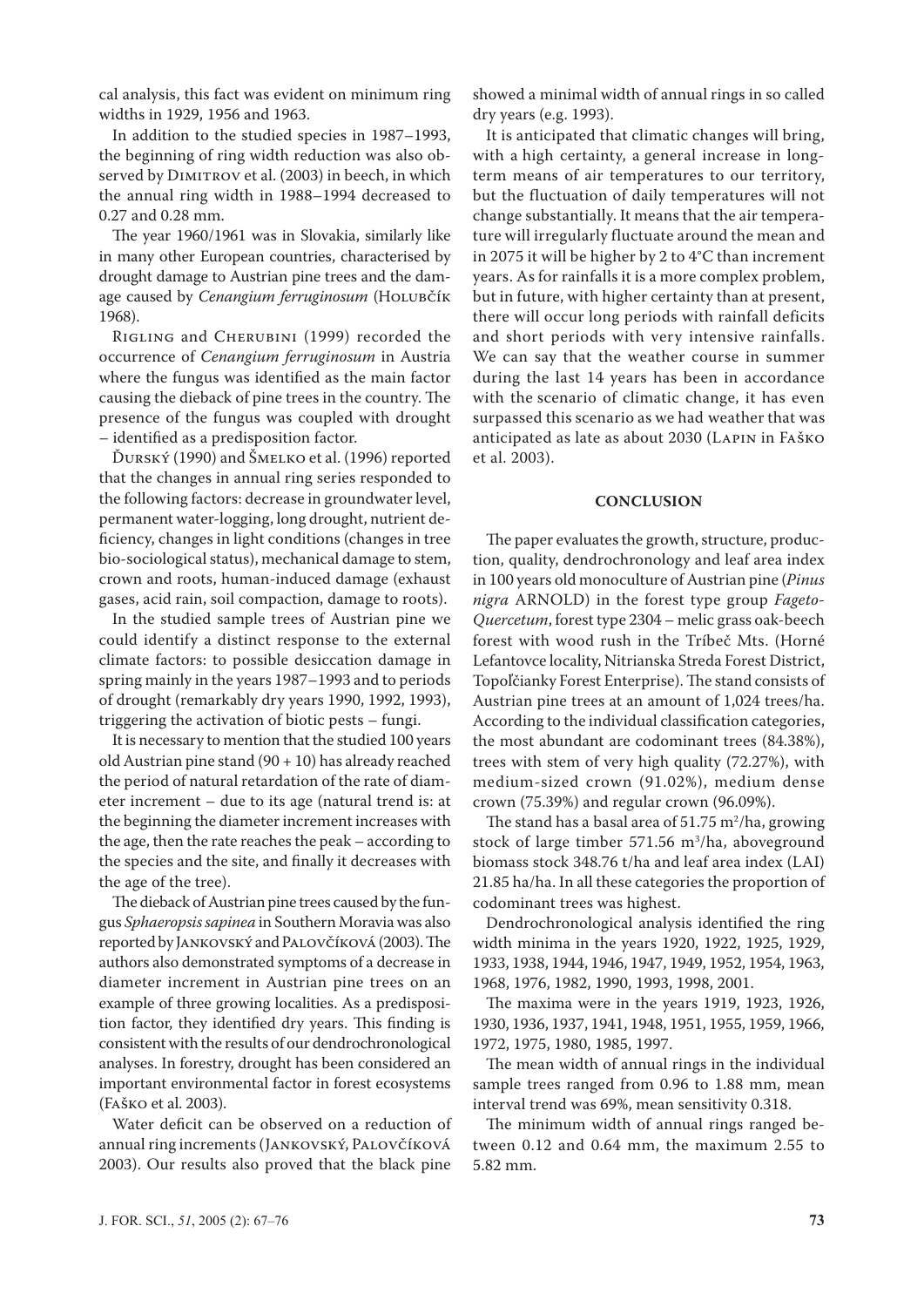cal analysis, this fact was evident on minimum ring widths in 1929, 1956 and 1963.

In addition to the studied species in 1987–1993, the beginning of ring width reduction was also observed by Dimitrov et al. (2003) in beech, in which the annual ring width in 1988–1994 decreased to 0.27 and 0.28 mm.

The year 1960/1961 was in Slovakia, similarly like in many other European countries, characterised by drought damage to Austrian pine trees and the damage caused by *Cenangium ferruginosum* (Holubčík 1968).

Rigling and Cherubini (1999) recorded the occurrence of *Cenangium ferruginosum* in Austria where the fungus was identified as the main factor causing the dieback of pine trees in the country. The presence of the fungus was coupled with drought – identified as a predisposition factor.

Ďurský (1990) and Šmelko et al. (1996) reported that the changes in annual ring series responded to the following factors: decrease in groundwater level, permanent water-logging, long drought, nutrient deficiency, changes in light conditions (changes in tree bio-sociological status), mechanical damage to stem, crown and roots, human-induced damage (exhaust gases, acid rain, soil compaction, damage to roots).

In the studied sample trees of Austrian pine we could identify a distinct response to the external climate factors: to possible desiccation damage in spring mainly in the years 1987–1993 and to periods of drought (remarkably dry years 1990, 1992, 1993), triggering the activation of biotic pests – fungi.

It is necessary to mention that the studied 100 years old Austrian pine stand (90 + 10) has already reached the period of natural retardation of the rate of diameter increment – due to its age (natural trend is: at the beginning the diameter increment increases with the age, then the rate reaches the peak – according to the species and the site, and finally it decreases with the age of the tree).

The dieback of Austrian pine trees caused by the fungus *Sphaeropsis sapinea* in Southern Moravia was also reported by Jankovský and Palovčíková (2003). The authors also demonstrated symptoms of a decrease in diameter increment in Austrian pine trees on an example of three growing localities. As a predisposition factor, they identified dry years. This finding is consistent with the results of our dendrochronological analyses. In forestry, drought has been considered an important environmental factor in forest ecosystems (Faško et al. 2003).

Water deficit can be observed on a reduction of annual ring increments (Jankovský, Palovčíková 2003). Our results also proved that the black pine showed a minimal width of annual rings in so called dry years (e.g. 1993).

It is anticipated that climatic changes will bring, with a high certainty, a general increase in long-term means of air temperatures to our territory, but the fluctuation of daily temperatures will not change substantially. It means that the air temperature will irregularly fluctuate around the mean and in 2075 it will be higher by 2 to 4°C than increment years. As for rainfalls it is a more complex problem, but in future, with higher certainty than at present, there will occur long periods with rainfall deficits and short periods with very intensive rainfalls. We can say that the weather course in summer during the last 14 years has been in accordance with the scenario of climatic change, it has even surpassed this scenario as we had weather that was anticipated as late as about 2030 (Lapin in Faško et al. 2003).

## CONCLUSION

The paper evaluates the growth, structure, production, quality, dendrochronology and leaf area index in 100 years old monoculture of Austrian pine (*Pinus nigra* ARNOLD) in the forest type group *Fageto-Quercetum*, forest type 2304 – melic grass oak-beech forest with wood rush in the Tríbeč Mts. (Horné Lefantovce locality, Nitrianska Streda Forest District, Topoľčianky Forest Enterprise). The stand consists of Austrian pine trees at an amount of 1,024 trees/ha. According to the individual classification categories, the most abundant are codominant trees (84.38%), trees with stem of very high quality (72.27%), with medium-sized crown (91.02%), medium dense crown (75.39%) and regular crown (96.09%).

The stand has a basal area of 51.75 $m^2$/ha, growing stock of large timber 571.56 $m^3$/ha, aboveground biomass stock 348.76 t/ha and leaf area index (LAI) 21.85 ha/ha. In all these categories the proportion of codominant trees was highest.

Dendrochronological analysis identified the ring width minima in the years 1920, 1922, 1925, 1929, 1933, 1938, 1944, 1946, 1947, 1949, 1952, 1954, 1963, 1968, 1976, 1982, 1990, 1993, 1998, 2001.

The maxima were in the years 1919, 1923, 1926, 1930, 1936, 1937, 1941, 1948, 1951, 1955, 1959, 1966, 1972, 1975, 1980, 1985, 1997.

The mean width of annual rings in the individual sample trees ranged from 0.96 to 1.88 mm, mean interval trend was 69%, mean sensitivity 0.318.

The minimum width of annual rings ranged between 0.12 and 0.64 mm, the maximum 2.55 to 5.82 mm.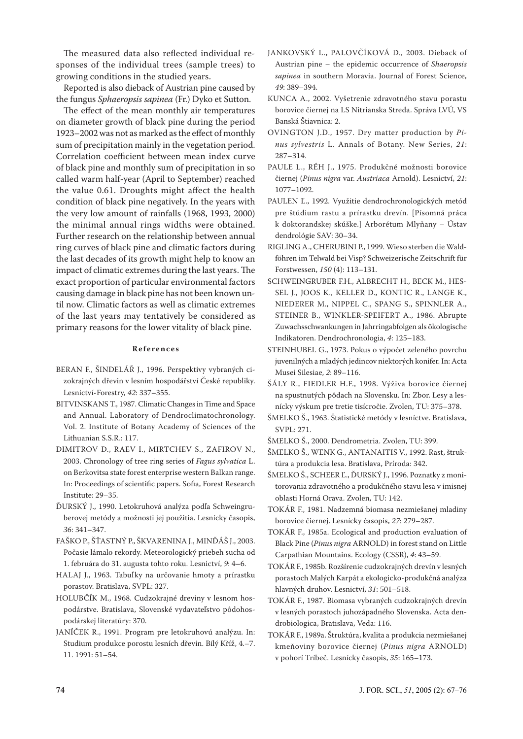The measured data also reflected individual responses of the individual trees (sample trees) to growing conditions in the studied years.

Reported is also dieback of Austrian pine caused by the fungus *Sphaeropsis sapinea* (Fr.) Dyko et Sutton.

The effect of the mean monthly air temperatures on diameter growth of black pine during the period 1923–2002 was not as marked as the effect of monthly sum of precipitation mainly in the vegetation period. Correlation coefficient between mean index curve of black pine and monthly sum of precipitation in so called warm half-year (April to September) reached the value 0.61. Droughts might affect the health condition of black pine negatively. In the years with the very low amount of rainfalls (1968, 1993, 2000) the minimal annual rings widths were obtained. Further research on the relationship between annual ring curves of black pine and climatic factors during the last decades of its growth might help to know an impact of climatic extremes during the last years. The exact proportion of particular environmental factors causing damage in black pine has not been known until now. Climatic factors as well as climatic extremes of the last years may tentatively be considered as primary reasons for the lower vitality of black pine.

## References

BERAN F., ŠINDELÁŘ J., 1996. Perspektivy vybraných cizokrajných dřevin v lesním hospodářství České republiky. Lesnictví-Forestry, *42*: 337–355.

BITVINSKANS T., 1987. Climatic Changes in Time and Space and Annual. Laboratory of Dendroclimatochronology. Vol. 2. Institute of Botany Academy of Sciences of the Lithuanian S.S.R.: 117.

DIMITROV D., RAEV I., MIRTCHEV S., ZAFIROV N., 2003. Chronology of tree ring series of *Fagus sylvatica* L. on Berkovitsa state forest enterprise western Balkan range. In: Proceedings of scientific papers. Sofia, Forest Research Institute: 29–35.

ĎURSKÝ J., 1990. Letokruhová analýza podľa Schweingruberovej metódy a možnosti jej použitia. Lesnícky časopis, *36*: 341–347.

FAŠKO P., ŠŤASTNÝ P., ŠKVARENINA J., MINĎÁŠ J., 2003. Počasie lámalo rekordy. Meteorologický priebeh sucha od 1. februára do 31. augusta tohto roku. Lesnictví, *9*: 4–6.

HALAJ J., 1963. Tabuľky na určovanie hmoty a prírastku porastov. Bratislava, SVPL: 327.

HOLUBČÍK M., 1968. Cudzokrajné dreviny v lesnom hospodárstve. Bratislava, Slovenské vydavateľstvo pôdohospodárskej literatúry: 370.

JANÍČEK R., 1991. Program pre letokruhovú analýzu. In: Studium produkce porostu lesních dřevin. Bílý Kříž, 4.–7. 11. 1991: 51–54.

JANKOVSKÝ L., PALOVČÍKOVÁ D., 2003. Dieback of Austrian pine – the epidemic occurrence of *Shaeropsis sapinea* in southern Moravia. Journal of Forest Science, *49*: 389–394.

KUNCA A., 2002. Vyšetrenie zdravotného stavu porastu borovice čiernej na LS Nitrianska Streda. Správa LVÚ, VS Banská Štiavnica: 2.

OVINGTON J.D., 1957. Dry matter production by *Pinus sylvestris* L. Annals of Botany. New Series, *21*: 287–314.

PAULE L., RÉH J., 1975. Produkčné možnosti borovice čiernej (*Pinus nigra* var. *Austriaca* Arnold). Lesnictví, *21*: 1077–1092.

PAULEN Ľ., 1992. Využitie dendrochronologických metód pre štúdium rastu a prírastku drevín. [Písomná práca k doktorandskej skúške.] Arborétum Mlyňany – Ústav dendrológie SAV: 30–34.

RIGLING A., CHERUBINI P., 1999. Wieso sterben die Waldföhren im Telwald bei Visp? Schweizerische Zeitschrift für Forstwessen, *150* (4): 113–131.

SCHWEINGRUBER F.H., ALBRECHT H., BECK M., HESSEL J., JOOS K., KELLER D., KONTIC R., LANGE K., NIEDERER M., NIPPEL C., SPANG S., SPINNLER A., STEINER B., WINKLER-SPEIFERT A., 1986. Abrupte Zuwachsschwankungen in Jahrringabfolgen als ökologische Indikatoren. Dendrochronologia, *4*: 125–183.

STEINHUBEL G., 1973. Pokus o výpočet zeleného povrchu juvenilných a mladých jedincov niektorých konifer. In: Acta Musei Silesiae, *2*: 89–116.

ŠÁLY R., FIEDLER H.F., 1998. Výživa borovice čiernej na spustnutých pôdach na Slovensku. In: Zbor. Lesy a lesnícky výskum pre tretie tisícročie. Zvolen, TU: 375–378.

ŠMELKO Š., 1963. Štatistické metódy v lesníctve. Bratislava, SVPL: 271.

ŠMELKO Š., 2000. Dendrometria. Zvolen, TU: 399.

ŠMELKO Š., WENK G., ANTANAITIS V., 1992. Rast, štruktúra a produkcia lesa. Bratislava, Príroda: 342.

ŠMELKO Š., SCHEER Ľ., ĎURSKÝ J., 1996. Poznatky z monitorovania zdravotného a produkčného stavu lesa v imisnej oblasti Horná Orava. Zvolen, TU: 142.

TOKÁR F., 1981. Nadzemná biomasa nezmiešanej mladiny borovice čiernej. Lesnícky časopis, *27*: 279–287.

TOKÁR F., 1985a. Ecological and production evaluation of Black Pine (*Pinus nigra* ARNOLD) in forest stand on Little Carpathian Mountains. Ecology (CSSR), *4*: 43–59.

TOKÁR F., 1985b. Rozšírenie cudzokrajných drevín v lesných porastoch Malých Karpát a ekologicko-produkčná analýza hlavných druhov. Lesnictví, *31*: 501–518.

TOKÁR F., 1987. Biomasa vybraných cudzokrajných drevín v lesných porastoch juhozápadného Slovenska. Acta dendrobiologica, Bratislava, Veda: 116.

TOKÁR F., 1989a. Štruktúra, kvalita a produkcia nezmiešanej kmeňoviny borovice čiernej (*Pinus nigra* ARNOLD) v pohorí Tríbeč. Lesnícky časopis, *35*: 165–173.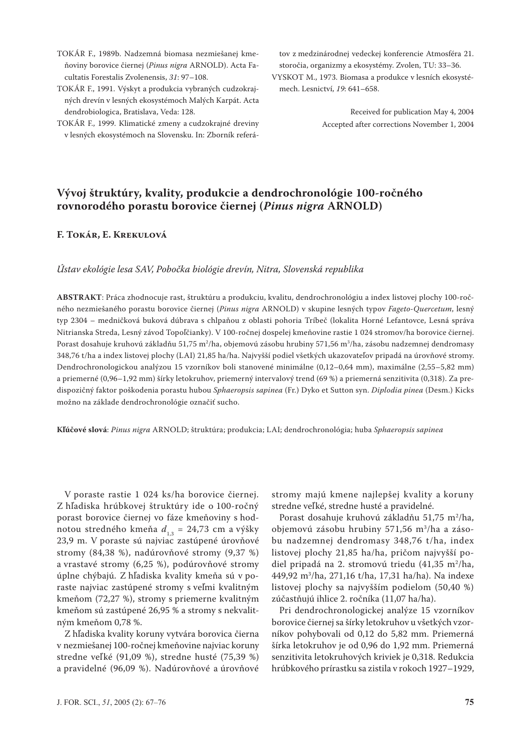TOKÁR F., 1989b. Nadzemná biomasa nezmiešanej kmeňoviny borovice čiernej (*Pinus nigra* ARNOLD). Acta Facultatis Forestalis Zvolenensis, *31*: 97–108.

TOKÁR F., 1991. Výskyt a produkcia vybraných cudzokrajných drevín v lesných ekosystémoch Malých Karpát. Acta dendrobiologica, Bratislava, Veda: 128.

TOKÁR F., 1999. Klimatické zmeny a cudzokrajné dreviny v lesných ekosystémoch na Slovensku. In: Zborník referátov z medzinárodnej vedeckej konferencie Atmosféra 21. storočia, organizmy a ekosystémy. Zvolen, TU: 33–36.

VYSKOT M., 1973. Biomasa a produkce v lesních ekosystémech. Lesnictví, *19*: 641–658.

Received for publication May 4, 2004
Accepted after corrections November 1, 2004

## Vývoj štruktúry, kvality, produkcie a dendrochronológie 100-ročného rovnorodého porastu borovice čiernej (*Pinus nigra* ARNOLD)

**F. Tokár, E. Krekulová**

*Ústav ekológie lesa SAV, Pobočka biológie drevín, Nitra, Slovenská republika*

**ABSTRAKT**: Práca zhodnocuje rast, štruktúru a produkciu, kvalitu, dendrochronológiu a index listovej plochy 100-ročného nezmiešaného porastu borovice čiernej (*Pinus nigra* ARNOLD) v skupine lesných typov *Fageto-Quercetum*, lesný typ 2304 – medničková buková dúbrava s chlpaňou z oblasti pohoria Tríbeč (lokalita Horné Lefantovce, Lesná správa Nitrianska Streda, Lesný závod Topoľčianky). V 100-ročnej dospelej kmeňovine rastie 1 024 stromov/ha borovice čiernej. Porast dosahuje kruhovú základňu 51,75 $m^2$/ha, objemovú zásobu hrubiny 571,56 $m^3$/ha, zásobu nadzemnej dendromasy 348,76 t/ha a index listovej plochy (LAI) 21,85 ha/ha. Najvyšší podiel všetkých ukazovateľov pripadá na úrovňové stromy. Dendrochronologickou analýzou 15 vzorníkov boli stanovené minimálne (0,12–0,64 mm), maximálne (2,55–5,82 mm) a priemerné (0,96–1,92 mm) šírky letokruhov, priemerný intervalový trend (69 %) a priemerná senzitivita (0,318). Za predispozičný faktor poškodenia porastu hubou *Sphaeropsis sapinea* (Fr.) Dyko et Sutton syn. *Diplodia pinea* (Desm.) Kicks možno na základe dendrochronológie označiť sucho.

**Kľúčové slová**: *Pinus nigra* ARNOLD; štruktúra; produkcia; LAI; dendrochronológia; huba *Sphaeropsis sapinea*

V poraste rastie 1 024 ks/ha borovice čiernej. Z hľadiska hrúbkovej štruktúry ide o 100-ročný porast borovice čiernej vo fáze kmeňoviny s hodnotou stredného kmeňa $d_{1,3}$ = 24,73 cm a výšky 23,9 m. V poraste sú najviac zastúpené úrovňové stromy (84,38 %), nadúrovňové stromy (9,37 %) a vrastavé stromy (6,25 %), podúrovňové stromy úplne chýbajú. Z hľadiska kvality kmeňa sú v poraste najviac zastúpené stromy s veľmi kvalitným kmeňom (72,27 %), stromy s priemerne kvalitným kmeňom sú zastúpené 26,95 % a stromy s nekvalitným kmeňom 0,78 %.

Z hľadiska kvality koruny vytvára borovica čierna v nezmiešanej 100-ročnej kmeňovine najviac koruny stredne veľké (91,09 %), stredne husté (75,39 %) a pravidelné (96,09 %). Nadúrovňové a úrovňové stromy majú kmene najlepšej kvality a koruny stredne veľké, stredne husté a pravidelné.

Porast dosahuje kruhovú základňu 51,75 $m^2$/ha, objemovú zásobu hrubiny 571,56 $m^3$/ha a zásobu nadzemnej dendromasy 348,76 t/ha, index listovej plochy 21,85 ha/ha, pričom najvyšší podiel pripadá na 2. stromovú triedu (41,35 $m^2$/ha, 449,92 $m^3$/ha, 271,16 t/ha, 17,31 ha/ha). Na indexe listovej plochy sa najvyšším podielom (50,40 %) zúčastňujú ihlice 2. ročníka (11,07 ha/ha).

Pri dendrochronologickej analýze 15 vzorníkov borovice čiernej sa šírky letokruhov u všetkých vzorníkov pohybovali od 0,12 do 5,82 mm. Priemerná šírka letokruhov je od 0,96 do 1,92 mm. Priemerná senzitivita letokruhových kriviek je 0,318. Redukcia hrúbkového prírastku sa zistila v rokoch 1927–1929,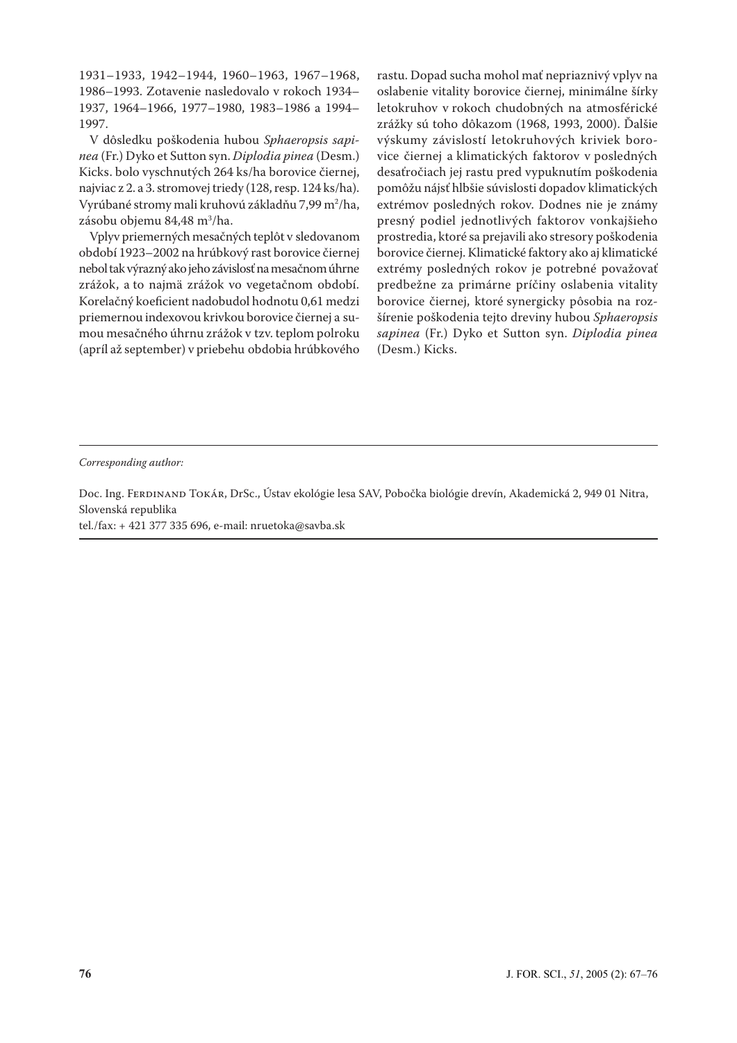1931–1933, 1942–1944, 1960–1963, 1967–1968, 1986–1993. Zotavenie nasledovalo v rokoch 1934–1937, 1964–1966, 1977–1980, 1983–1986 a 1994–1997.

V dôsledku poškodenia hubou *Sphaeropsis sapinea* (Fr.) Dyko et Sutton syn. *Diplodia pinea* (Desm.) Kicks. bolo vyschnutých 264 ks/ha borovice čiernej, najviac z 2. a 3. stromovej triedy (128, resp. 124 ks/ha). Vyrúbané stromy mali kruhovú základňu 7,99 $m^2$/ha, zásobu objemu 84,48 $m^3$/ha.

Vplyv priemerných mesačných teplôt v sledovanom období 1923–2002 na hrúbkový rast borovice čiernej nebol tak výrazný ako jeho závislosť na mesačnom úhrne zrážok, a to najmä zrážok vo vegetačnom období. Korelačný koeficient nadobudol hodnotu 0,61 medzi priemernou indexovou krivkou borovice čiernej a sumou mesačného úhrnu zrážok v tzv. teplom polroku (apríl až september) v priebehu obdobia hrúbkového rastu. Dopad sucha mohol mať nepriaznivý vplyv na oslabenie vitality borovice čiernej, minimálne šírky letokruhov v rokoch chudobných na atmosférické zrážky sú toho dôkazom (1968, 1993, 2000). Ďalšie výskumy závislostí letokruhových kriviek borovice čiernej a klimatických faktorov v posledných desaťročiach jej rastu pred vypuknutím poškodenia pomôžu nájsť hlbšie súvislosti dopadov klimatických extrémov posledných rokov. Dodnes nie je známy presný podiel jednotlivých faktorov vonkajšieho prostredia, ktoré sa prejavili ako stresory poškodenia borovice čiernej. Klimatické faktory ako aj klimatické extrémy posledných rokov je potrebné považovať predbežne za primárne príčiny oslabenia vitality borovice čiernej, ktoré synergicky pôsobia na rozšírenie poškodenia tejto dreviny hubou *Sphaeropsis sapinea* (Fr.) Dyko et Sutton syn. *Diplodia pinea* (Desm.) Kicks.

---

*Corresponding author:*

Doc. Ing. Ferdinand Tokár, DrSc., Ústav ekológie lesa SAV, Pobočka biológie drevín, Akademická 2, 949 01 Nitra, Slovenská republika
tel./fax: + 421 377 335 696, e-mail: nruetoka@savba.sk